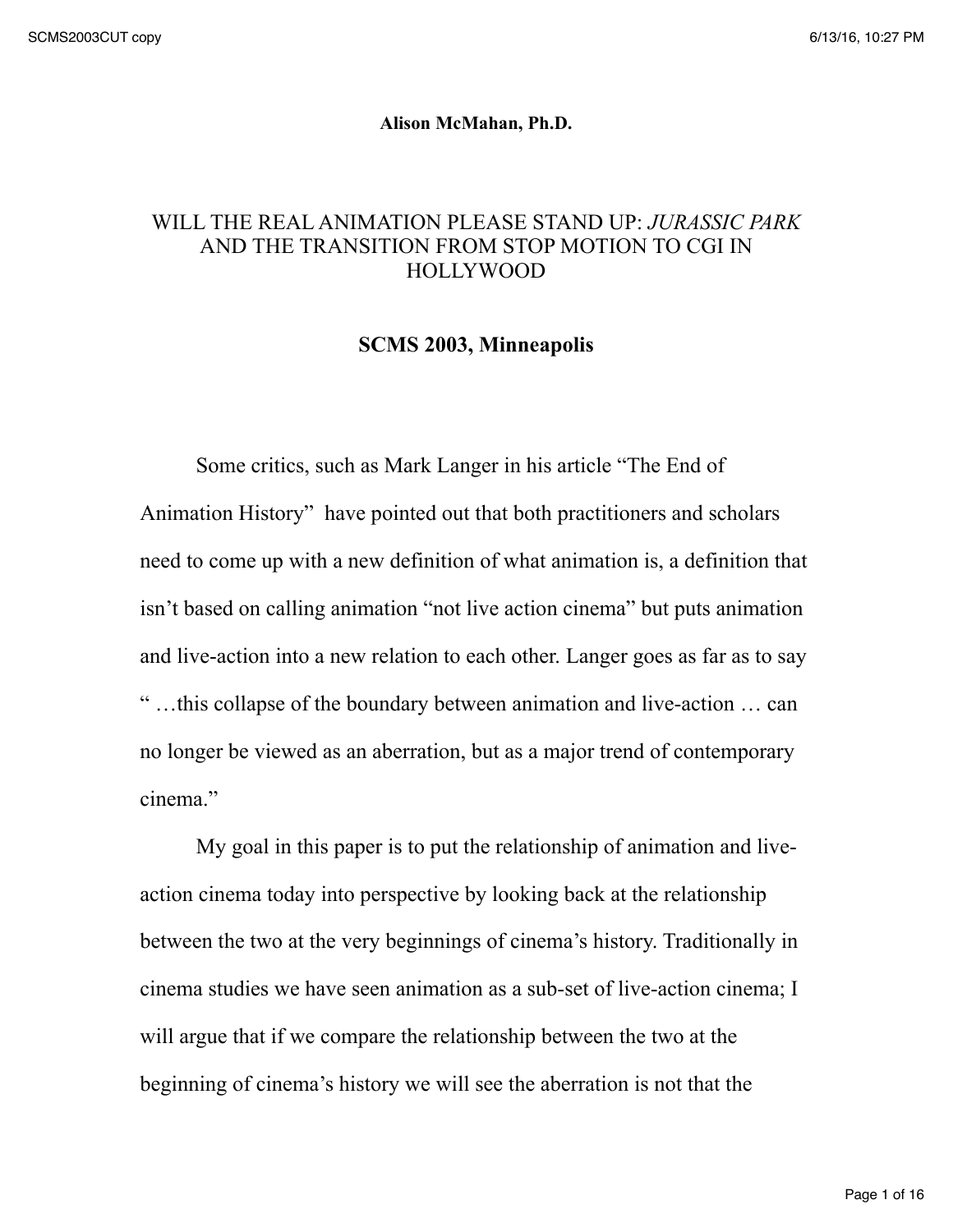**Alison McMahan, Ph.D.**

# WILL THE REAL ANIMATION PLEASE STAND UP: *JURASSIC PARK* AND THE TRANSITION FROM STOP MOTION TO CGI IN HOLLYWOOD

## SCMS 2003, Minneapolis

Some critics, such as Mark Langer in his article “The End of Animation History” have pointed out that both practitioners and scholars need to come up with a new definition of what animation is, a definition that isn’t based on calling animation “not live action cinema” but puts animation and live-action into a new relation to each other. Langer goes as far as to say “ …this collapse of the boundary between animation and live-action … can no longer be viewed as an aberration, but as a major trend of contemporary cinema.”

My goal in this paper is to put the relationship of animation and live-action cinema today into perspective by looking back at the relationship between the two at the very beginnings of cinema’s history. Traditionally in cinema studies we have seen animation as a sub-set of live-action cinema; I will argue that if we compare the relationship between the two at the beginning of cinema’s history we will see the aberration is not that the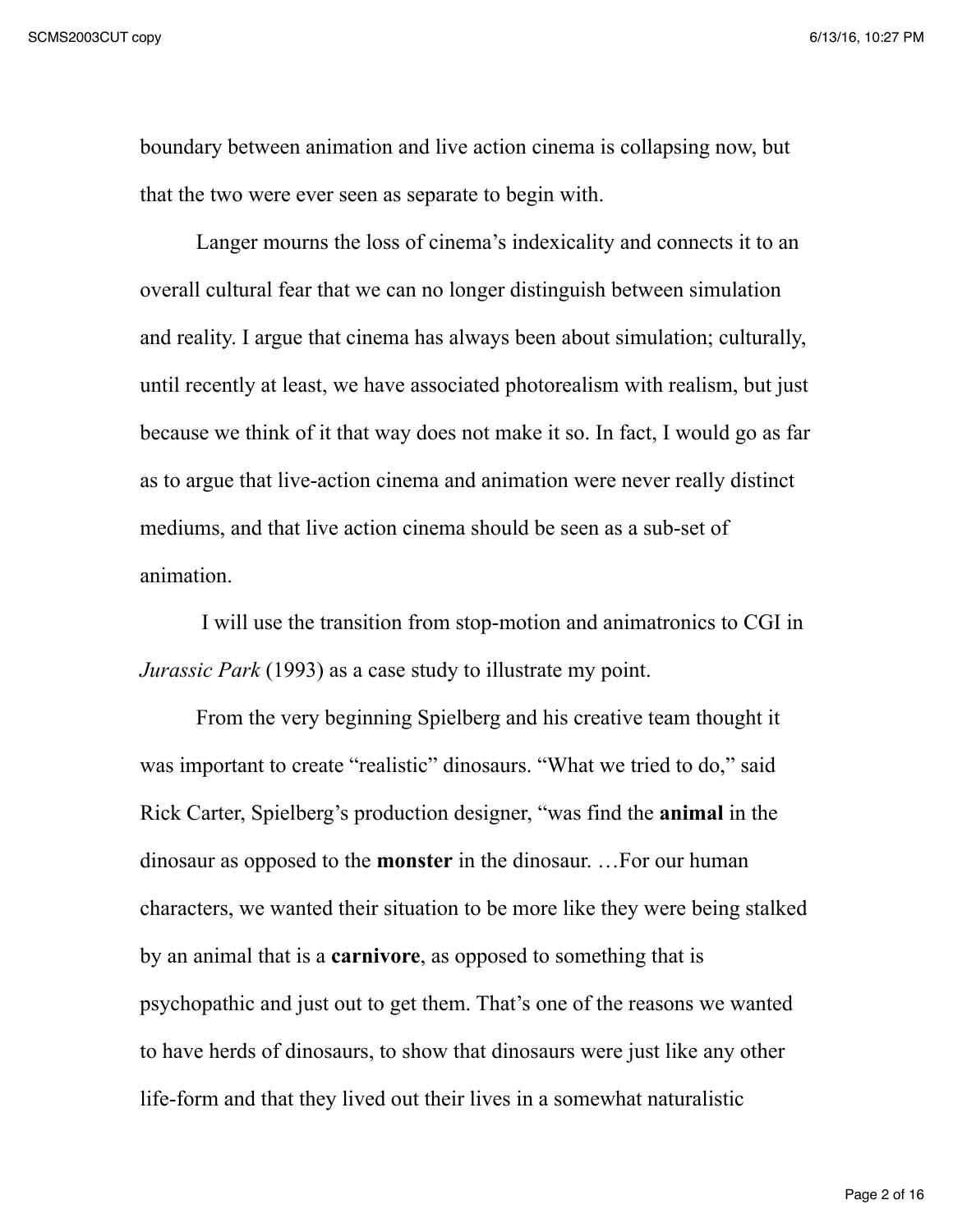boundary between animation and live action cinema is collapsing now, but that the two were ever seen as separate to begin with.

Langer mourns the loss of cinema's indexicality and connects it to an overall cultural fear that we can no longer distinguish between simulation and reality. I argue that cinema has always been about simulation; culturally, until recently at least, we have associated photorealism with realism, but just because we think of it that way does not make it so. In fact, I would go as far as to argue that live-action cinema and animation were never really distinct mediums, and that live action cinema should be seen as a sub-set of animation.

I will use the transition from stop-motion and animatronics to CGI in *Jurassic Park* (1993) as a case study to illustrate my point.

From the very beginning Spielberg and his creative team thought it was important to create "realistic" dinosaurs. "What we tried to do," said Rick Carter, Spielberg's production designer, "was find the **animal** in the dinosaur as opposed to the **monster** in the dinosaur. …For our human characters, we wanted their situation to be more like they were being stalked by an animal that is a **carnivore**, as opposed to something that is psychopathic and just out to get them. That's one of the reasons we wanted to have herds of dinosaurs, to show that dinosaurs were just like any other life-form and that they lived out their lives in a somewhat naturalistic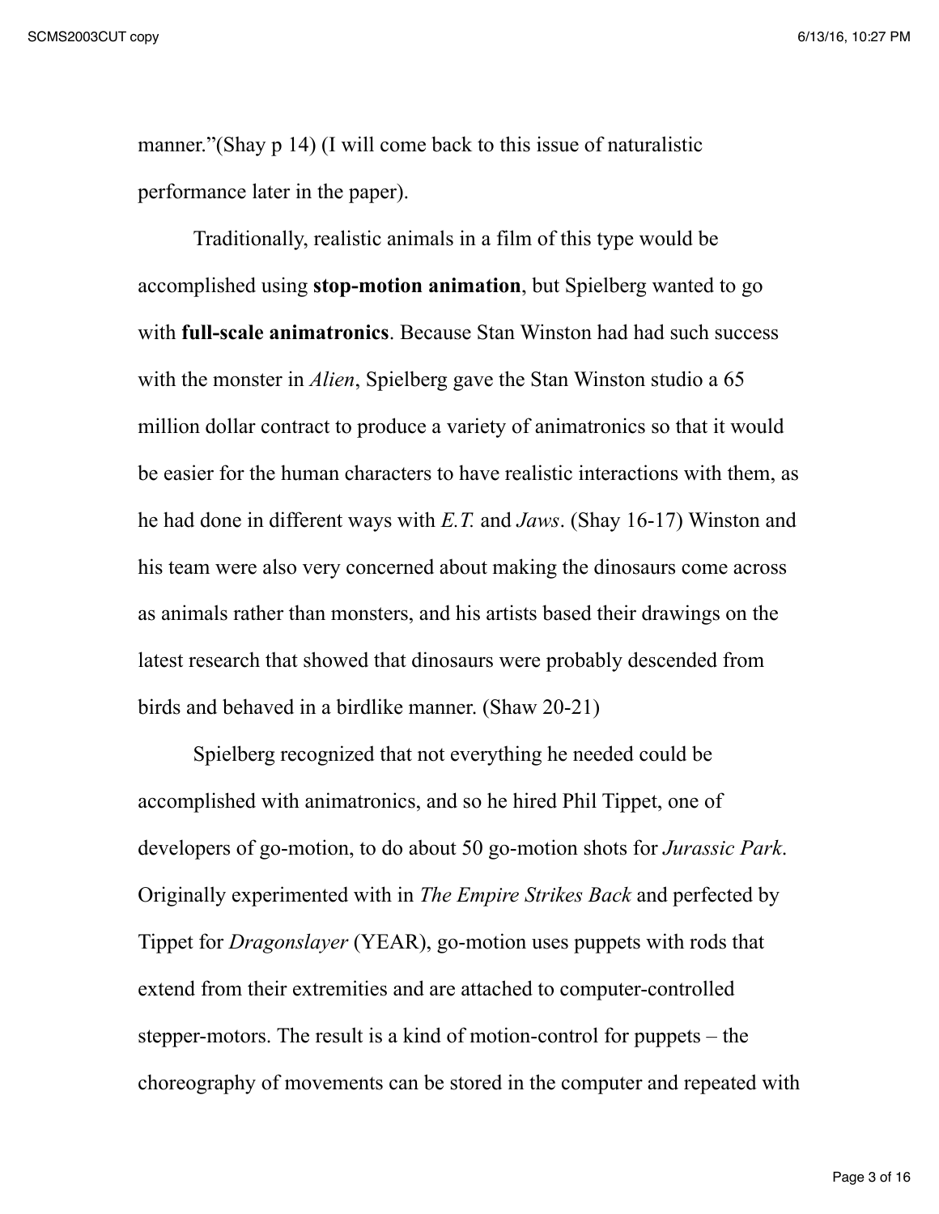manner."(Shay p 14) (I will come back to this issue of naturalistic performance later in the paper).

Traditionally, realistic animals in a film of this type would be accomplished using **stop-motion animation**, but Spielberg wanted to go with **full-scale animatronics**. Because Stan Winston had had such success with the monster in *Alien*, Spielberg gave the Stan Winston studio a 65 million dollar contract to produce a variety of animatronics so that it would be easier for the human characters to have realistic interactions with them, as he had done in different ways with *E.T.* and *Jaws*. (Shay 16-17) Winston and his team were also very concerned about making the dinosaurs come across as animals rather than monsters, and his artists based their drawings on the latest research that showed that dinosaurs were probably descended from birds and behaved in a birdlike manner. (Shaw 20-21)

Spielberg recognized that not everything he needed could be accomplished with animatronics, and so he hired Phil Tippet, one of developers of go-motion, to do about 50 go-motion shots for *Jurassic Park*. Originally experimented with in *The Empire Strikes Back* and perfected by Tippet for *Dragonslayer* (YEAR), go-motion uses puppets with rods that extend from their extremities and are attached to computer-controlled stepper-motors. The result is a kind of motion-control for puppets – the choreography of movements can be stored in the computer and repeated with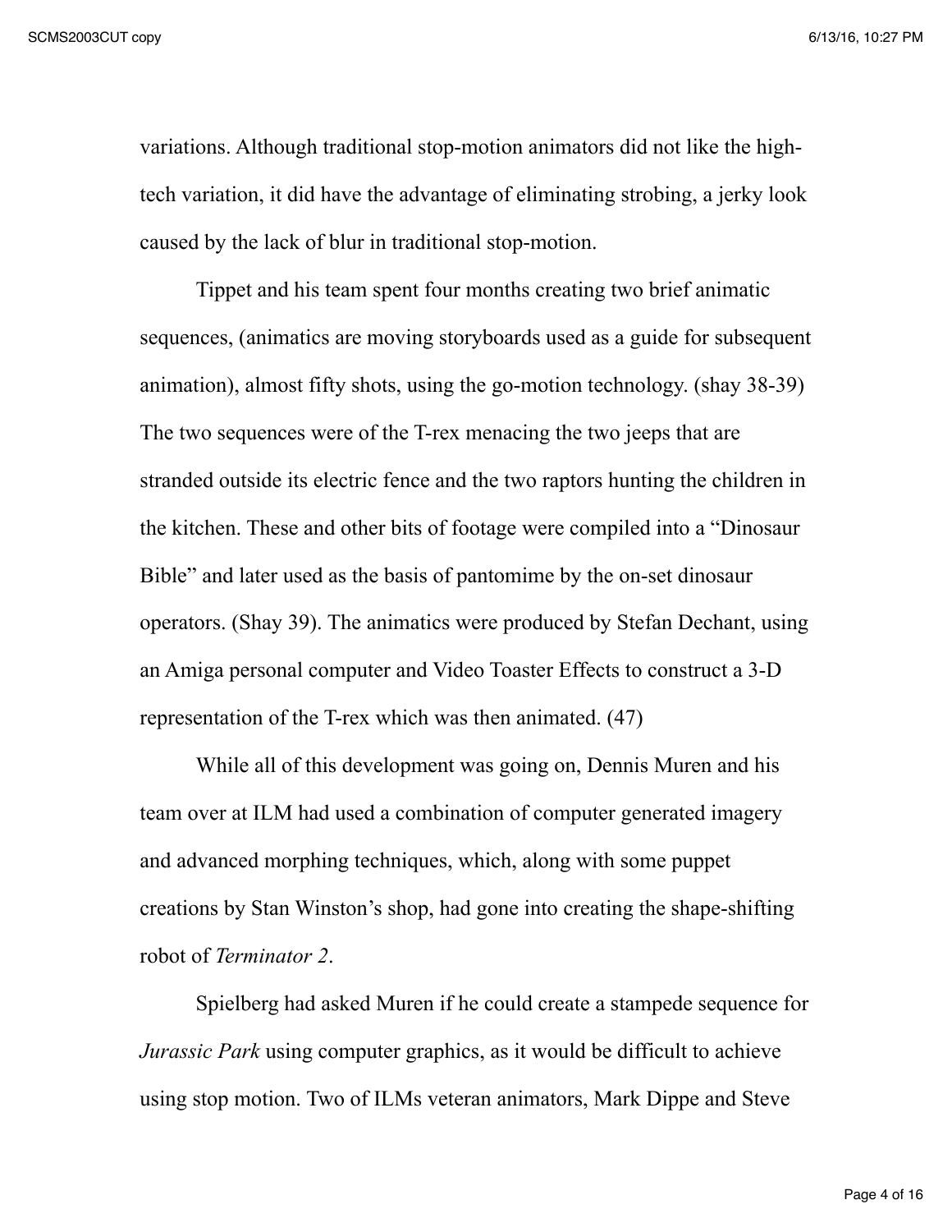variations. Although traditional stop-motion animators did not like the high-tech variation, it did have the advantage of eliminating strobing, a jerky look caused by the lack of blur in traditional stop-motion.

Tippet and his team spent four months creating two brief animatic sequences, (animatics are moving storyboards used as a guide for subsequent animation), almost fifty shots, using the go-motion technology. (shay 38-39) The two sequences were of the T-rex menacing the two jeeps that are stranded outside its electric fence and the two raptors hunting the children in the kitchen. These and other bits of footage were compiled into a "Dinosaur Bible" and later used as the basis of pantomime by the on-set dinosaur operators. (Shay 39). The animatics were produced by Stefan Dechant, using an Amiga personal computer and Video Toaster Effects to construct a 3-D representation of the T-rex which was then animated. (47)

While all of this development was going on, Dennis Muren and his team over at ILM had used a combination of computer generated imagery and advanced morphing techniques, which, along with some puppet creations by Stan Winston's shop, had gone into creating the shape-shifting robot of *Terminator 2*.

Spielberg had asked Muren if he could create a stampede sequence for *Jurassic Park* using computer graphics, as it would be difficult to achieve using stop motion. Two of ILMs veteran animators, Mark Dippe and Steve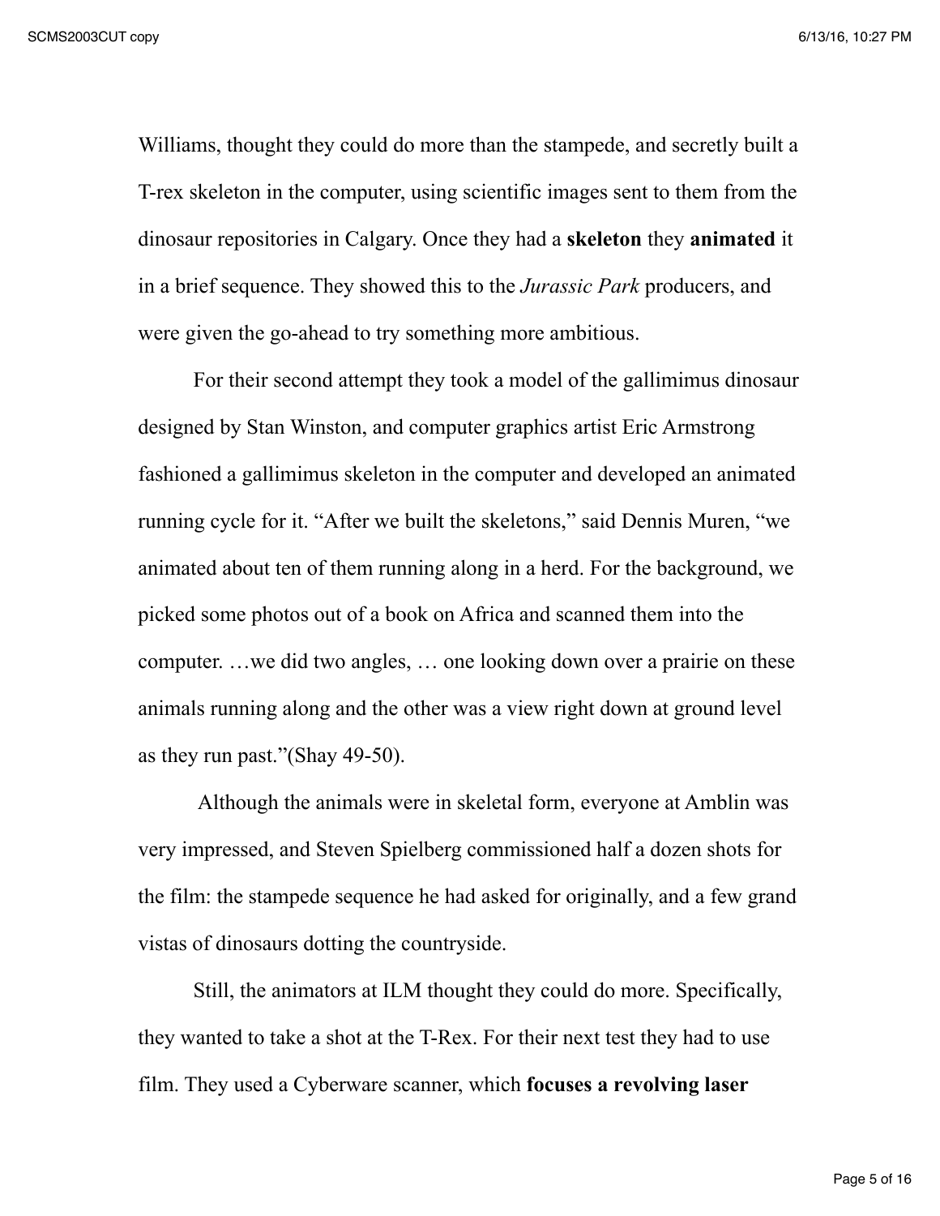Williams, thought they could do more than the stampede, and secretly built a T-rex skeleton in the computer, using scientific images sent to them from the dinosaur repositories in Calgary. Once they had a **skeleton** they **animated** it in a brief sequence. They showed this to the *Jurassic Park* producers, and were given the go-ahead to try something more ambitious.

For their second attempt they took a model of the gallimimus dinosaur designed by Stan Winston, and computer graphics artist Eric Armstrong fashioned a gallimimus skeleton in the computer and developed an animated running cycle for it. "After we built the skeletons," said Dennis Muren, "we animated about ten of them running along in a herd. For the background, we picked some photos out of a book on Africa and scanned them into the computer. …we did two angles, … one looking down over a prairie on these animals running along and the other was a view right down at ground level as they run past."(Shay 49-50).

Although the animals were in skeletal form, everyone at Amblin was very impressed, and Steven Spielberg commissioned half a dozen shots for the film: the stampede sequence he had asked for originally, and a few grand vistas of dinosaurs dotting the countryside.

Still, the animators at ILM thought they could do more. Specifically, they wanted to take a shot at the T-Rex. For their next test they had to use film. They used a Cyberware scanner, which **focuses a revolving laser**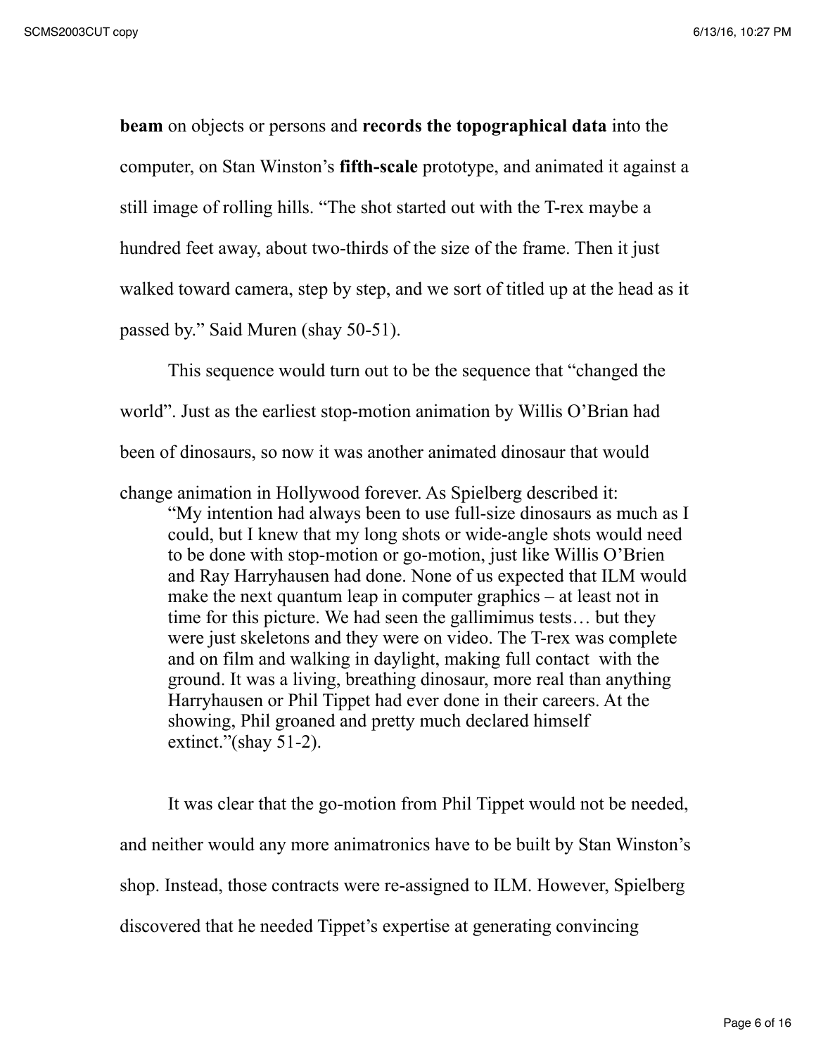**beam** on objects or persons and **records the topographical data** into the computer, on Stan Winston's **fifth-scale** prototype, and animated it against a still image of rolling hills. "The shot started out with the T-rex maybe a hundred feet away, about two-thirds of the size of the frame. Then it just walked toward camera, step by step, and we sort of titled up at the head as it passed by." Said Muren (shay 50-51).

This sequence would turn out to be the sequence that "changed the world". Just as the earliest stop-motion animation by Willis O'Brian had been of dinosaurs, so now it was another animated dinosaur that would change animation in Hollywood forever. As Spielberg described it:

> "My intention had always been to use full-size dinosaurs as much as I could, but I knew that my long shots or wide-angle shots would need to be done with stop-motion or go-motion, just like Willis O'Brien and Ray Harryhausen had done. None of us expected that ILM would make the next quantum leap in computer graphics – at least not in time for this picture. We had seen the gallimimus tests… but they were just skeletons and they were on video. The T-rex was complete and on film and walking in daylight, making full contact with the ground. It was a living, breathing dinosaur, more real than anything Harryhausen or Phil Tippet had ever done in their careers. At the showing, Phil groaned and pretty much declared himself extinct."(shay 51-2).

It was clear that the go-motion from Phil Tippet would not be needed, and neither would any more animatronics have to be built by Stan Winston's shop. Instead, those contracts were re-assigned to ILM. However, Spielberg discovered that he needed Tippet's expertise at generating convincing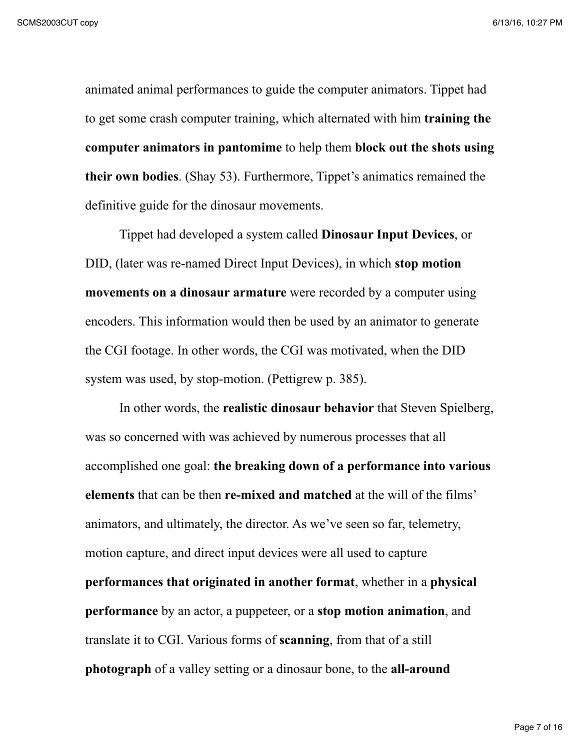animated animal performances to guide the computer animators. Tippet had to get some crash computer training, which alternated with him **training the computer animators in pantomime** to help them **block out the shots using their own bodies**. (Shay 53). Furthermore, Tippet's animatics remained the definitive guide for the dinosaur movements.

Tippet had developed a system called **Dinosaur Input Devices**, or DID, (later was re-named Direct Input Devices), in which **stop motion movements on a dinosaur armature** were recorded by a computer using encoders. This information would then be used by an animator to generate the CGI footage. In other words, the CGI was motivated, when the DID system was used, by stop-motion. (Pettigrew p. 385).

In other words, the **realistic dinosaur behavior** that Steven Spielberg, was so concerned with was achieved by numerous processes that all accomplished one goal: **the breaking down of a performance into various elements** that can be then **re-mixed and matched** at the will of the films' animators, and ultimately, the director. As we've seen so far, telemetry, motion capture, and direct input devices were all used to capture **performances that originated in another format**, whether in a **physical performance** by an actor, a puppeteer, or a **stop motion animation**, and translate it to CGI. Various forms of **scanning**, from that of a still **photograph** of a valley setting or a dinosaur bone, to the **all-around**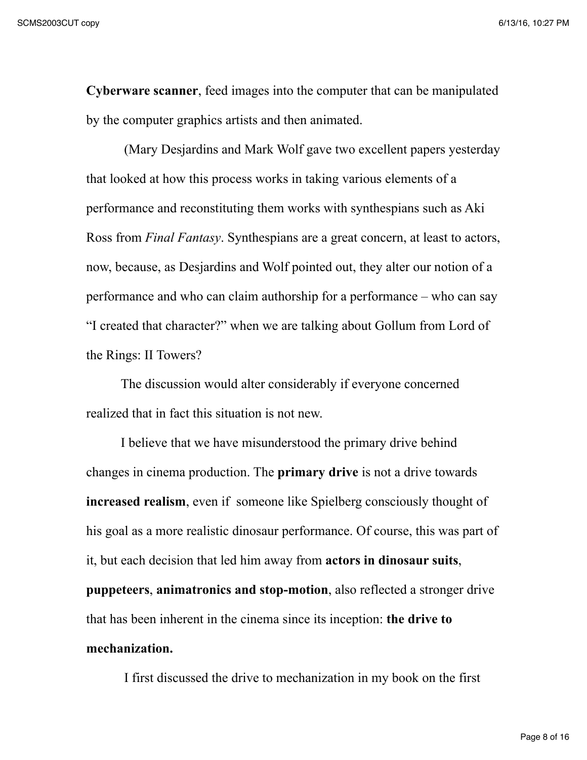**Cyberware scanner**, feed images into the computer that can be manipulated by the computer graphics artists and then animated.

(Mary Desjardins and Mark Wolf gave two excellent papers yesterday that looked at how this process works in taking various elements of a performance and reconstituting them works with synthespians such as Aki Ross from *Final Fantasy*. Synthespians are a great concern, at least to actors, now, because, as Desjardins and Wolf pointed out, they alter our notion of a performance and who can claim authorship for a performance – who can say "I created that character?" when we are talking about Gollum from Lord of the Rings: II Towers?

The discussion would alter considerably if everyone concerned realized that in fact this situation is not new.

I believe that we have misunderstood the primary drive behind changes in cinema production. The **primary drive** is not a drive towards **increased realism**, even if someone like Spielberg consciously thought of his goal as a more realistic dinosaur performance. Of course, this was part of it, but each decision that led him away from **actors in dinosaur suits**, **puppeteers**, **animatronics and stop-motion**, also reflected a stronger drive that has been inherent in the cinema since its inception: **the drive to mechanization.**

I first discussed the drive to mechanization in my book on the first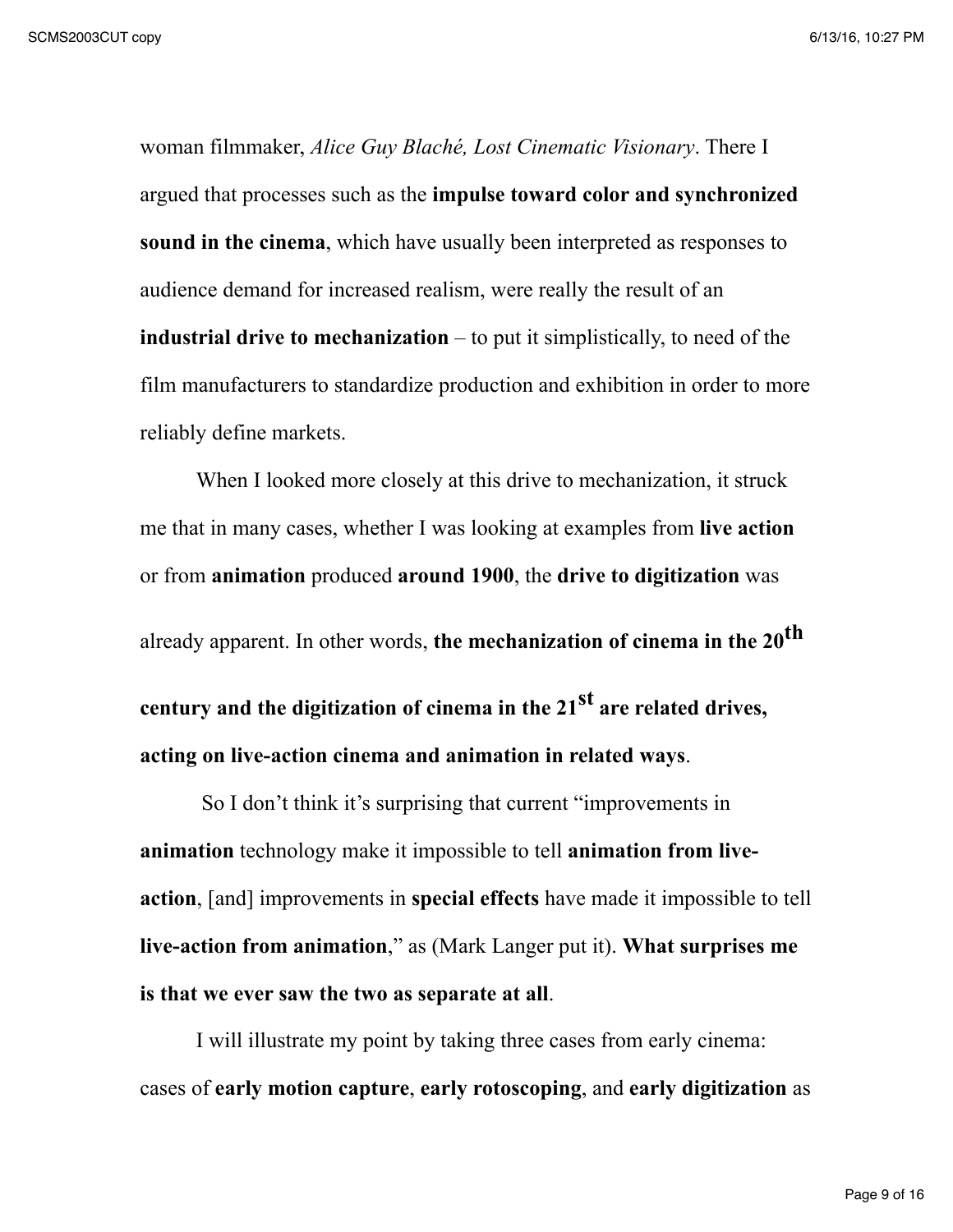woman filmmaker, *Alice Guy Blaché, Lost Cinematic Visionary*. There I argued that processes such as the **impulse toward color and synchronized sound in the cinema**, which have usually been interpreted as responses to audience demand for increased realism, were really the result of an **industrial drive to mechanization** – to put it simplistically, to need of the film manufacturers to standardize production and exhibition in order to more reliably define markets.

When I looked more closely at this drive to mechanization, it struck me that in many cases, whether I was looking at examples from **live action** or from **animation** produced **around 1900**, the **drive to digitization** was already apparent. In other words, **the mechanization of cinema in the 20th century and the digitization of cinema in the 21st are related drives, acting on live-action cinema and animation in related ways**.

So I don't think it's surprising that current "improvements in **animation** technology make it impossible to tell **animation from live-action**, [and] improvements in **special effects** have made it impossible to tell **live-action from animation**," as (Mark Langer put it). **What surprises me is that we ever saw the two as separate at all**.

I will illustrate my point by taking three cases from early cinema: cases of **early motion capture**, **early rotoscoping**, and **early digitization** as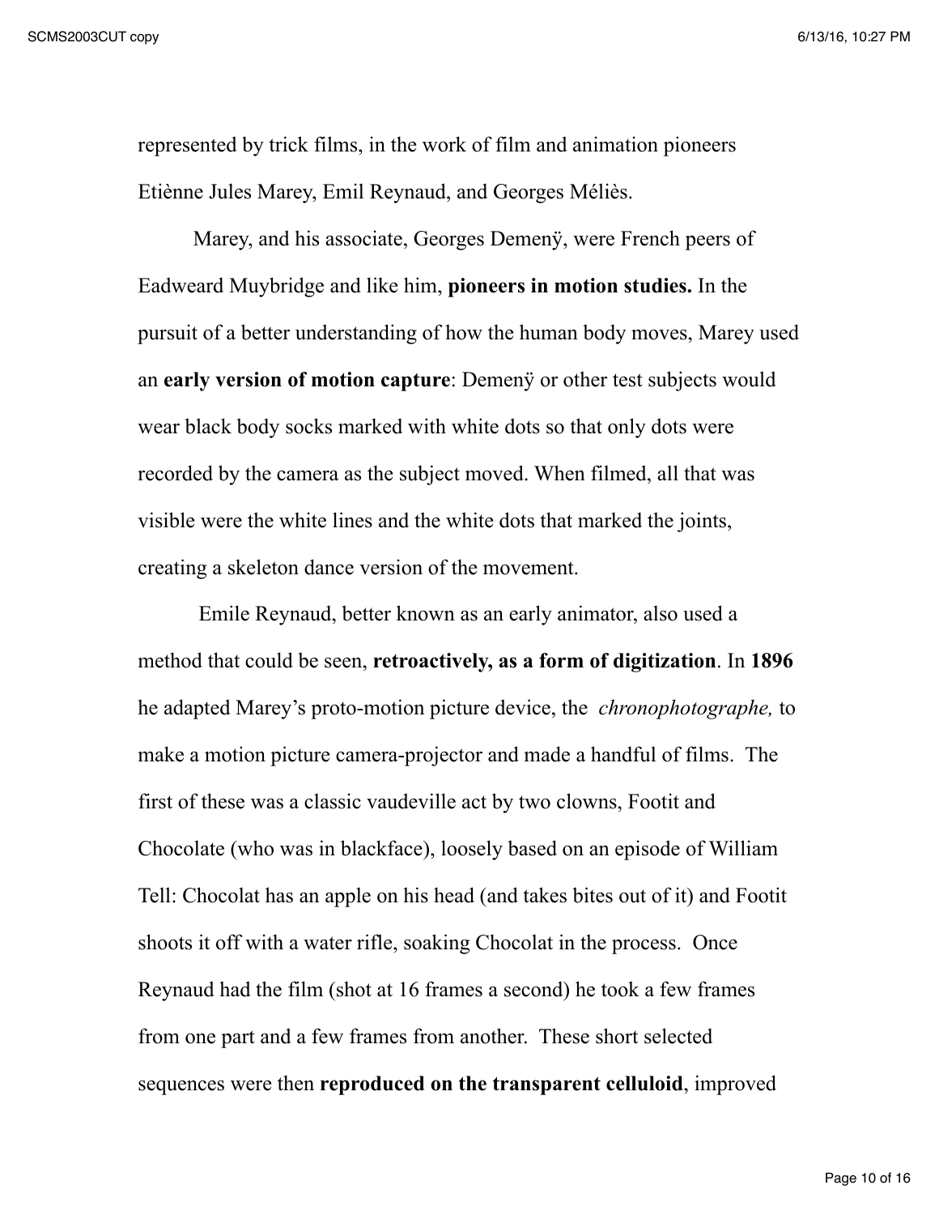represented by trick films, in the work of film and animation pioneers Etiènne Jules Marey, Emil Reynaud, and Georges Méliès.

Marey, and his associate, Georges Demenÿ, were French peers of Eadweard Muybridge and like him, **pioneers in motion studies.** In the pursuit of a better understanding of how the human body moves, Marey used an **early version of motion capture**: Demenÿ or other test subjects would wear black body socks marked with white dots so that only dots were recorded by the camera as the subject moved. When filmed, all that was visible were the white lines and the white dots that marked the joints, creating a skeleton dance version of the movement.

Emile Reynaud, better known as an early animator, also used a method that could be seen, **retroactively, as a form of digitization**. In **1896** he adapted Marey's proto-motion picture device, the *chronophotographe,* to make a motion picture camera-projector and made a handful of films. The first of these was a classic vaudeville act by two clowns, Footit and Chocolate (who was in blackface), loosely based on an episode of William Tell: Chocolat has an apple on his head (and takes bites out of it) and Footit shoots it off with a water rifle, soaking Chocolat in the process. Once Reynaud had the film (shot at 16 frames a second) he took a few frames from one part and a few frames from another. These short selected sequences were then **reproduced on the transparent celluloid**, improved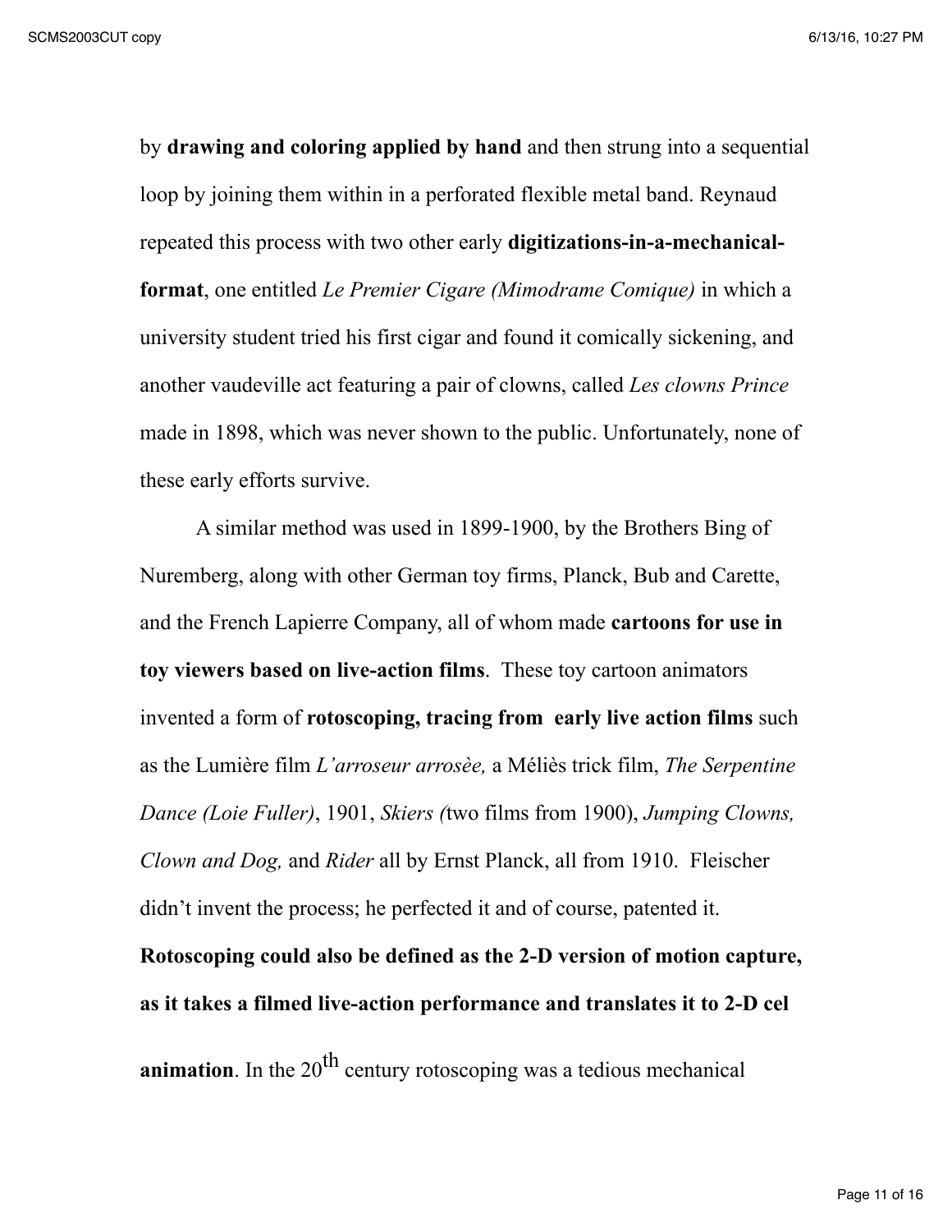by **drawing and coloring applied by hand** and then strung into a sequential loop by joining them within in a perforated flexible metal band. Reynaud repeated this process with two other early **digitizations-in-a-mechanical-format**, one entitled *Le Premier Cigare (Mimodrame Comique)* in which a university student tried his first cigar and found it comically sickening, and another vaudeville act featuring a pair of clowns, called *Les clowns Prince* made in 1898, which was never shown to the public. Unfortunately, none of these early efforts survive.

A similar method was used in 1899-1900, by the Brothers Bing of Nuremberg, along with other German toy firms, Planck, Bub and Carette, and the French Lapierre Company, all of whom made **cartoons for use in toy viewers based on live-action films**. These toy cartoon animators invented a form of **rotoscoping, tracing from early live action films** such as the Lumière film *L'arroseur arrosèe,* a Méliès trick film, *The Serpentine Dance (Loie Fuller)*, 1901, *Skiers (*two films from 1900), *Jumping Clowns, Clown and Dog,* and *Rider* all by Ernst Planck, all from 1910. Fleischer didn't invent the process; he perfected it and of course, patented it. **Rotoscoping could also be defined as the 2-D version of motion capture, as it takes a filmed live-action performance and translates it to 2-D cel animation**. In the 20th century rotoscoping was a tedious mechanical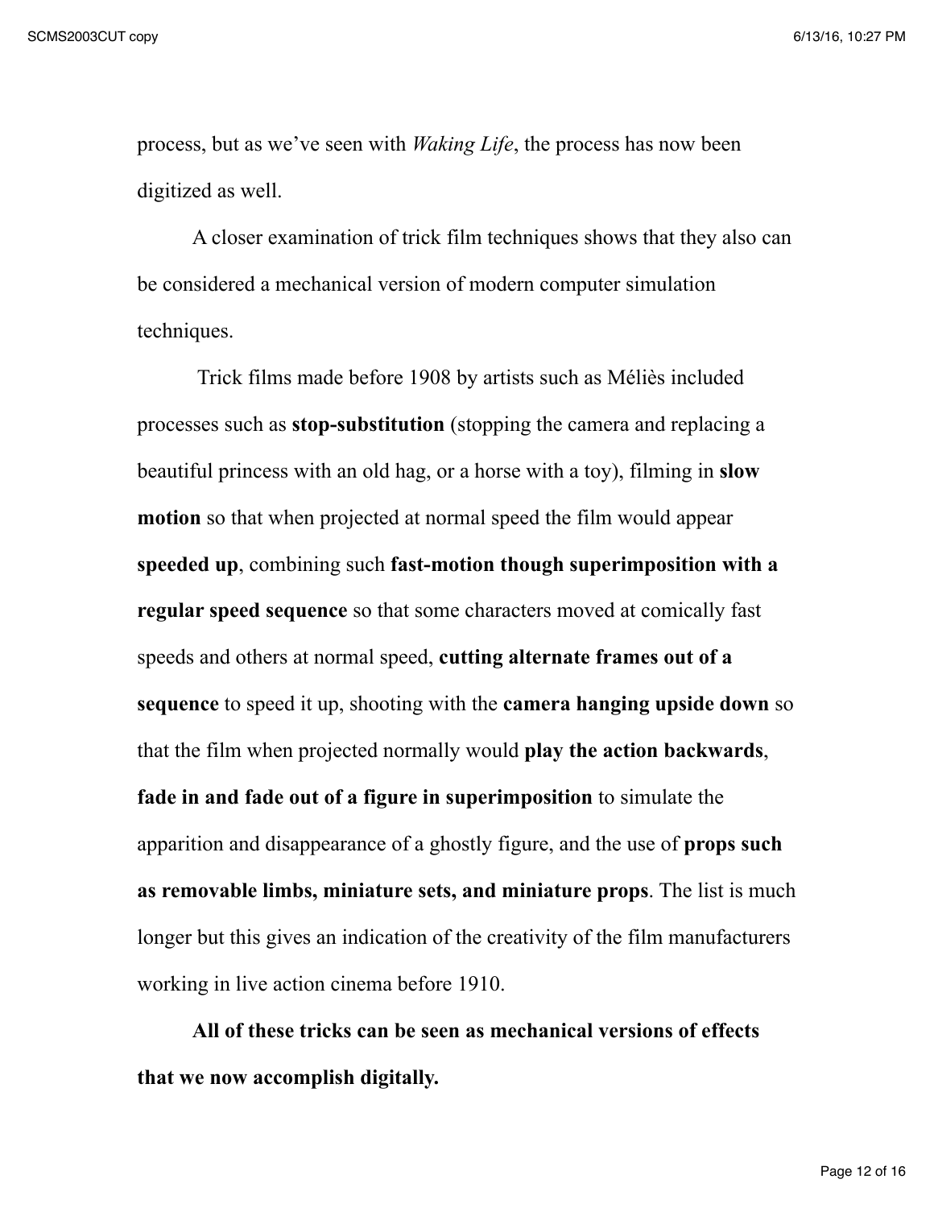process, but as we've seen with *Waking Life*, the process has now been digitized as well.

A closer examination of trick film techniques shows that they also can be considered a mechanical version of modern computer simulation techniques.

Trick films made before 1908 by artists such as Méliès included processes such as **stop-substitution** (stopping the camera and replacing a beautiful princess with an old hag, or a horse with a toy), filming in **slow motion** so that when projected at normal speed the film would appear **speeded up**, combining such **fast-motion though superimposition with a regular speed sequence** so that some characters moved at comically fast speeds and others at normal speed, **cutting alternate frames out of a sequence** to speed it up, shooting with the **camera hanging upside down** so that the film when projected normally would **play the action backwards**, **fade in and fade out of a figure in superimposition** to simulate the apparition and disappearance of a ghostly figure, and the use of **props such as removable limbs, miniature sets, and miniature props**. The list is much longer but this gives an indication of the creativity of the film manufacturers working in live action cinema before 1910.

**All of these tricks can be seen as mechanical versions of effects that we now accomplish digitally.**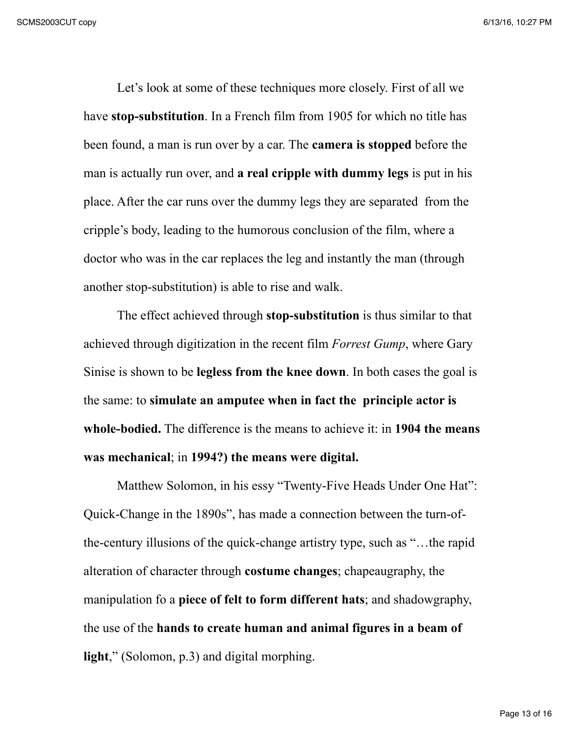Let’s look at some of these techniques more closely. First of all we have **stop-substitution**. In a French film from 1905 for which no title has been found, a man is run over by a car. The **camera is stopped** before the man is actually run over, and **a real cripple with dummy legs** is put in his place. After the car runs over the dummy legs they are separated from the cripple’s body, leading to the humorous conclusion of the film, where a doctor who was in the car replaces the leg and instantly the man (through another stop-substitution) is able to rise and walk.

The effect achieved through **stop-substitution** is thus similar to that achieved through digitization in the recent film *Forrest Gump*, where Gary Sinise is shown to be **legless from the knee down**. In both cases the goal is the same: to **simulate an amputee when in fact the principle actor is whole-bodied.** The difference is the means to achieve it: in **1904 the means was mechanical**; in **1994?) the means were digital.**

Matthew Solomon, in his essay “Twenty-Five Heads Under One Hat”: Quick-Change in the 1890s”, has made a connection between the turn-of-the-century illusions of the quick-change artistry type, such as “…the rapid alteration of character through **costume changes**; chapeaugraphy, the manipulation fo a **piece of felt to form different hats**; and shadowgraphy, the use of the **hands to create human and animal figures in a beam of light**,” (Solomon, p.3) and digital morphing.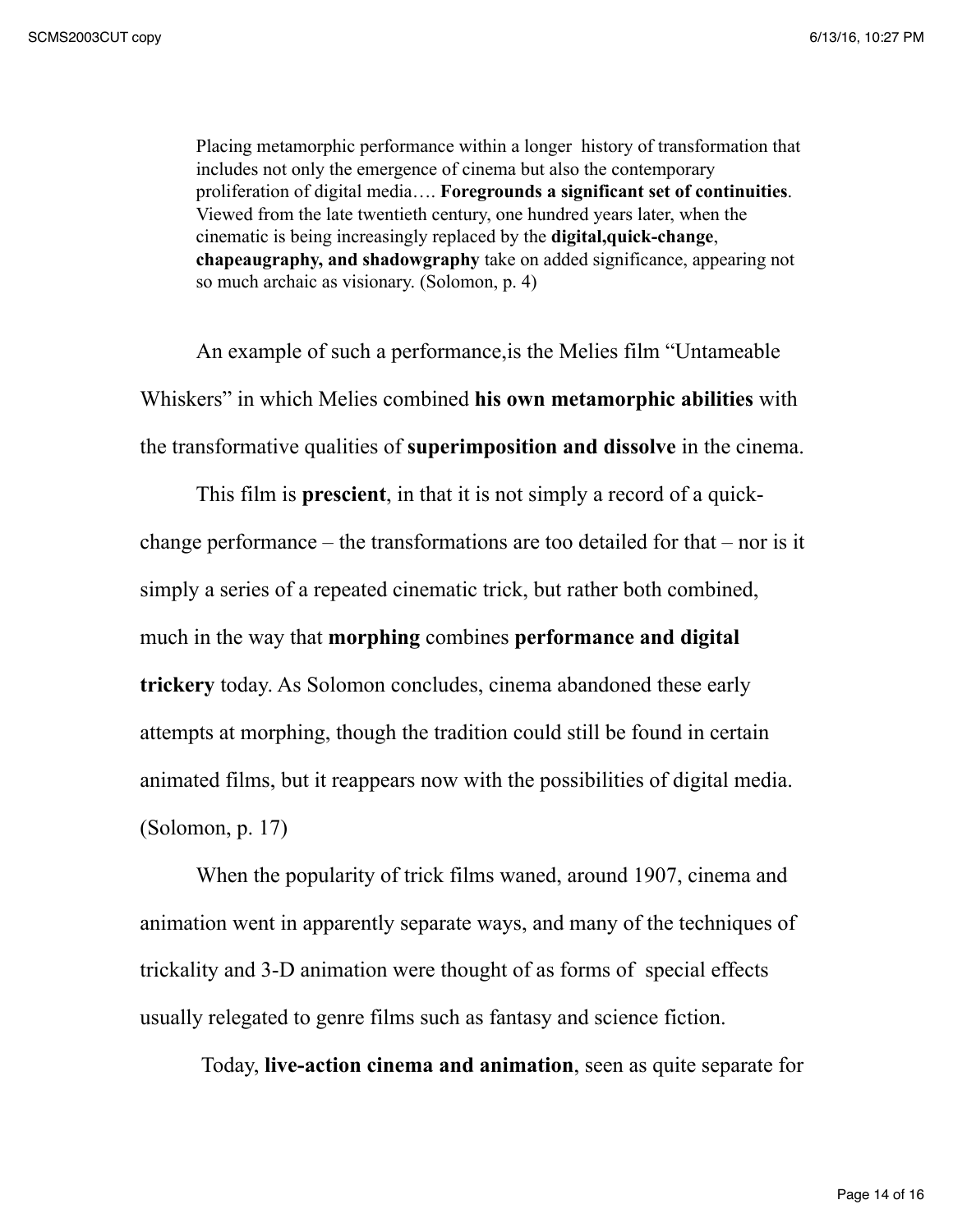> Placing metamorphic performance within a longer history of transformation that includes not only the emergence of cinema but also the contemporary proliferation of digital media…. **Foregrounds a significant set of continuities**. Viewed from the late twentieth century, one hundred years later, when the cinematic is being increasingly replaced by the **digital,quick-change**, **chapeaugraphy, and shadowgraphy** take on added significance, appearing not so much archaic as visionary. (Solomon, p. 4)

An example of such a performance,is the Melies film "Untameable Whiskers" in which Melies combined **his own metamorphic abilities** with the transformative qualities of **superimposition and dissolve** in the cinema.

This film is **prescient**, in that it is not simply a record of a quick-change performance – the transformations are too detailed for that – nor is it simply a series of a repeated cinematic trick, but rather both combined, much in the way that **morphing** combines **performance and digital trickery** today. As Solomon concludes, cinema abandoned these early attempts at morphing, though the tradition could still be found in certain animated films, but it reappears now with the possibilities of digital media. (Solomon, p. 17)

When the popularity of trick films waned, around 1907, cinema and animation went in apparently separate ways, and many of the techniques of trickality and 3-D animation were thought of as forms of special effects usually relegated to genre films such as fantasy and science fiction.

Today, **live-action cinema and animation**, seen as quite separate for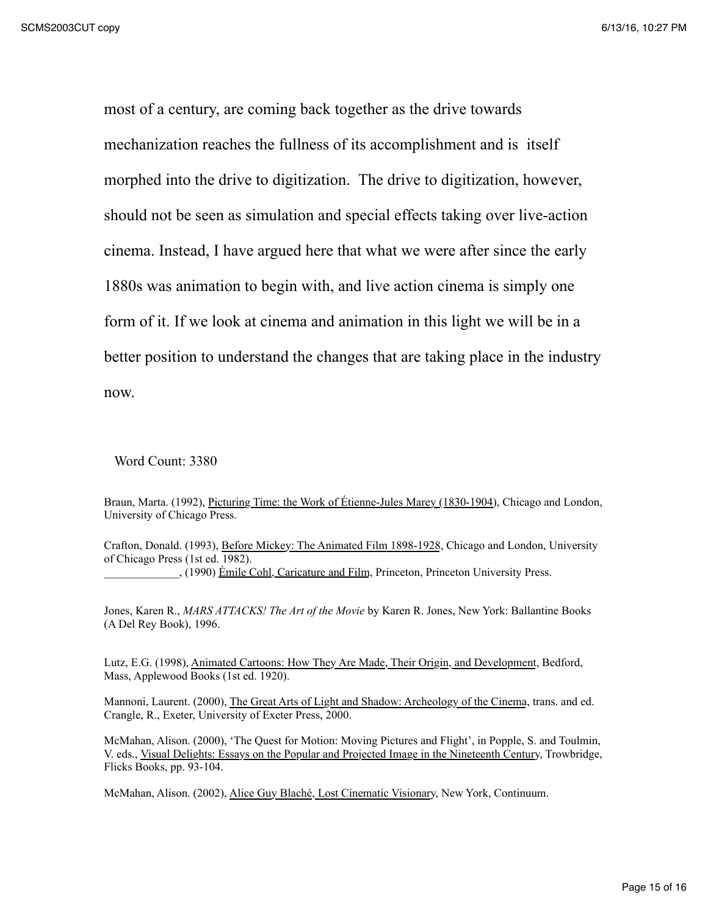most of a century, are coming back together as the drive towards mechanization reaches the fullness of its accomplishment and is itself morphed into the drive to digitization. The drive to digitization, however, should not be seen as simulation and special effects taking over live-action cinema. Instead, I have argued here that what we were after since the early 1880s was animation to begin with, and live action cinema is simply one form of it. If we look at cinema and animation in this light we will be in a better position to understand the changes that are taking place in the industry now.

Word Count: 3380

Braun, Marta. (1992), Picturing Time: the Work of Étienne-Jules Marey (1830-1904), Chicago and London, University of Chicago Press.

Crafton, Donald. (1993), Before Mickey: The Animated Film 1898-1928, Chicago and London, University of Chicago Press (1st ed. 1982).
_____________, (1990) Émile Cohl, Caricature and Film, Princeton, Princeton University Press.

Jones, Karen R., *MARS ATTACKS! The Art of the Movie* by Karen R. Jones, New York: Ballantine Books (A Del Rey Book), 1996.

Lutz, E.G. (1998), Animated Cartoons: How They Are Made, Their Origin, and Development, Bedford, Mass, Applewood Books (1st ed. 1920).

Mannoni, Laurent. (2000), The Great Arts of Light and Shadow: Archeology of the Cinema, trans. and ed. Crangle, R., Exeter, University of Exeter Press, 2000.

McMahan, Alison. (2000), 'The Quest for Motion: Moving Pictures and Flight', in Popple, S. and Toulmin, V. eds., Visual Delights: Essays on the Popular and Projected Image in the Nineteenth Century, Trowbridge, Flicks Books, pp. 93-104.

McMahan, Alison. (2002), Alice Guy Blaché, Lost Cinematic Visionary, New York, Continuum.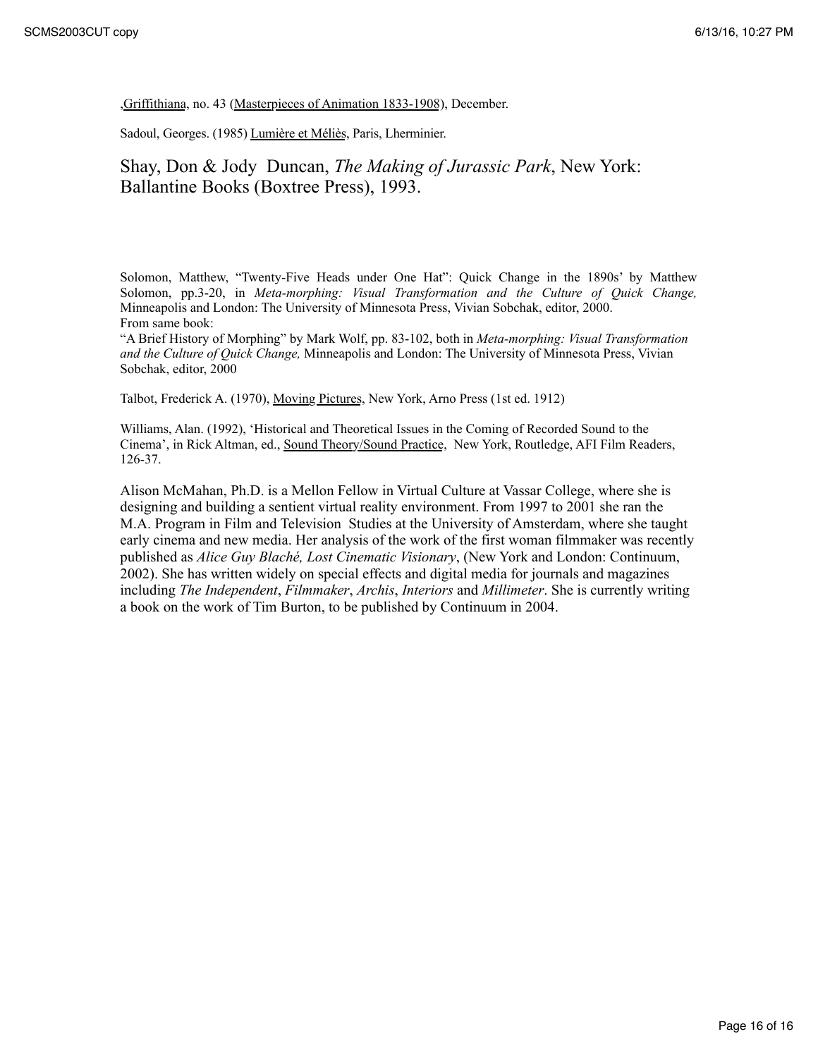,Griffithiana, no. 43 (Masterpieces of Animation 1833-1908), December.

Sadoul, Georges. (1985) Lumière et Méliès, Paris, Lherminier.

Shay, Don & Jody Duncan, *The Making of Jurassic Park*, New York: Ballantine Books (Boxtree Press), 1993.

Solomon, Matthew, "Twenty-Five Heads under One Hat": Quick Change in the 1890s' by Matthew Solomon, pp.3-20, in *Meta-morphing: Visual Transformation and the Culture of Quick Change,* Minneapolis and London: The University of Minnesota Press, Vivian Sobchak, editor, 2000.
From same book:
"A Brief History of Morphing" by Mark Wolf, pp. 83-102, both in *Meta-morphing: Visual Transformation and the Culture of Quick Change,* Minneapolis and London: The University of Minnesota Press, Vivian Sobchak, editor, 2000

Talbot, Frederick A. (1970), Moving Pictures, New York, Arno Press (1st ed. 1912)

Williams, Alan. (1992), 'Historical and Theoretical Issues in the Coming of Recorded Sound to the Cinema', in Rick Altman, ed., Sound Theory/Sound Practice, New York, Routledge, AFI Film Readers, 126-37.

Alison McMahan, Ph.D. is a Mellon Fellow in Virtual Culture at Vassar College, where she is designing and building a sentient virtual reality environment. From 1997 to 2001 she ran the M.A. Program in Film and Television Studies at the University of Amsterdam, where she taught early cinema and new media. Her analysis of the work of the first woman filmmaker was recently published as *Alice Guy Blaché, Lost Cinematic Visionary*, (New York and London: Continuum, 2002). She has written widely on special effects and digital media for journals and magazines including *The Independent*, *Filmmaker*, *Archis*, *Interiors* and *Millimeter*. She is currently writing a book on the work of Tim Burton, to be published by Continuum in 2004.